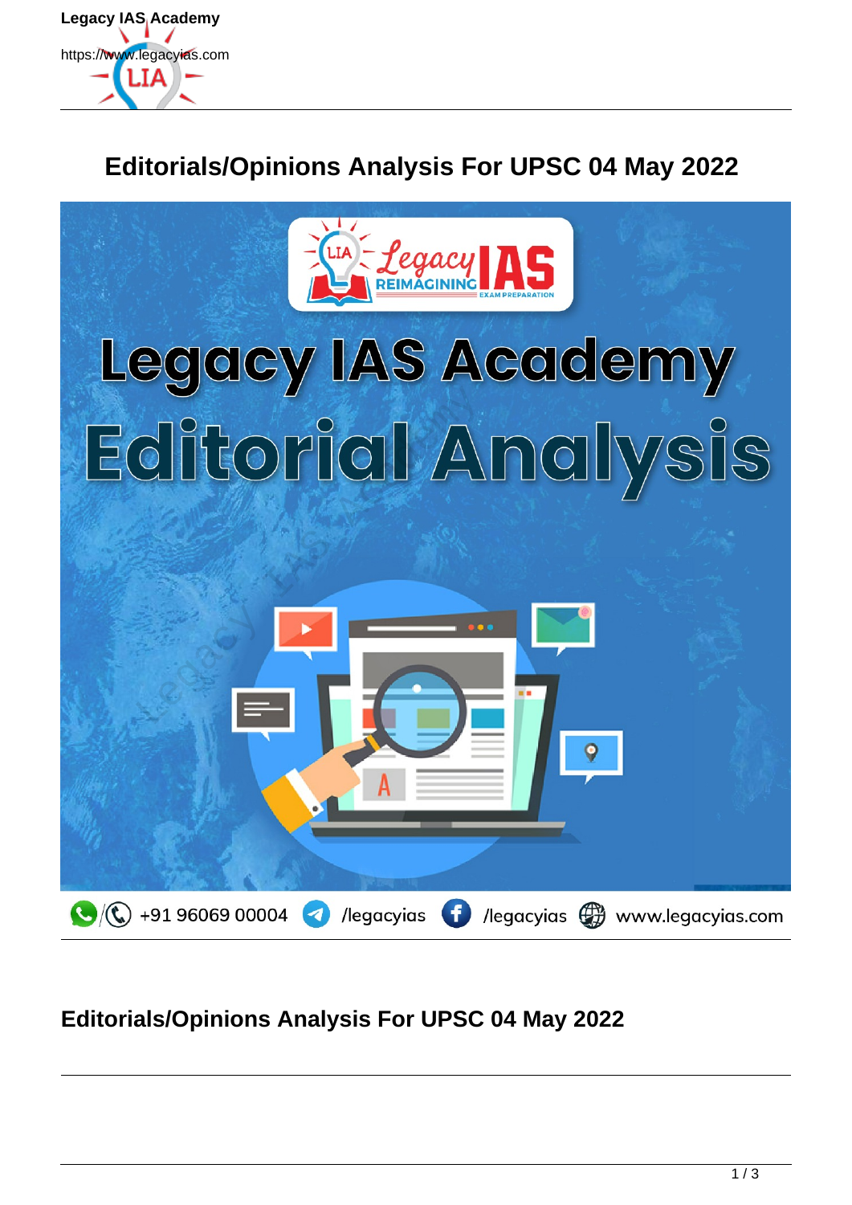# Editorials/Opinions Analysis For UPSC 04 May 2022

## Editorials/Opinions Analysis For UPSC 04 May 2022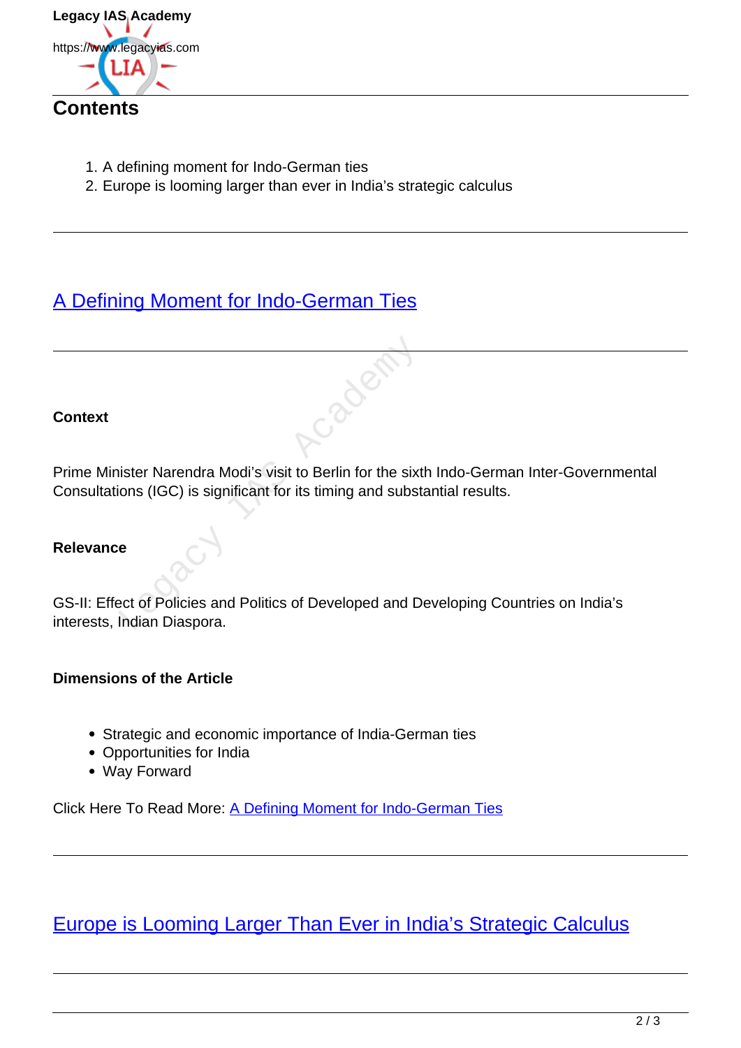## Contents

1. A defining moment for Indo-German ties
2. Europe is looming larger than ever in India's strategic calculus

---

## A Defining Moment for Indo-German Ties

---

**Context**

Prime Minister Narendra Modi's visit to Berlin for the sixth Indo-German Inter-Governmental Consultations (IGC) is significant for its timing and substantial results.

**Relevance**

GS-II: Effect of Policies and Politics of Developed and Developing Countries on India's interests, Indian Diaspora.

**Dimensions of the Article**

- Strategic and economic importance of India-German ties
- Opportunities for India
- Way Forward

Click Here To Read More: A Defining Moment for Indo-German Ties

---

## Europe is Looming Larger Than Ever in India's Strategic Calculus

---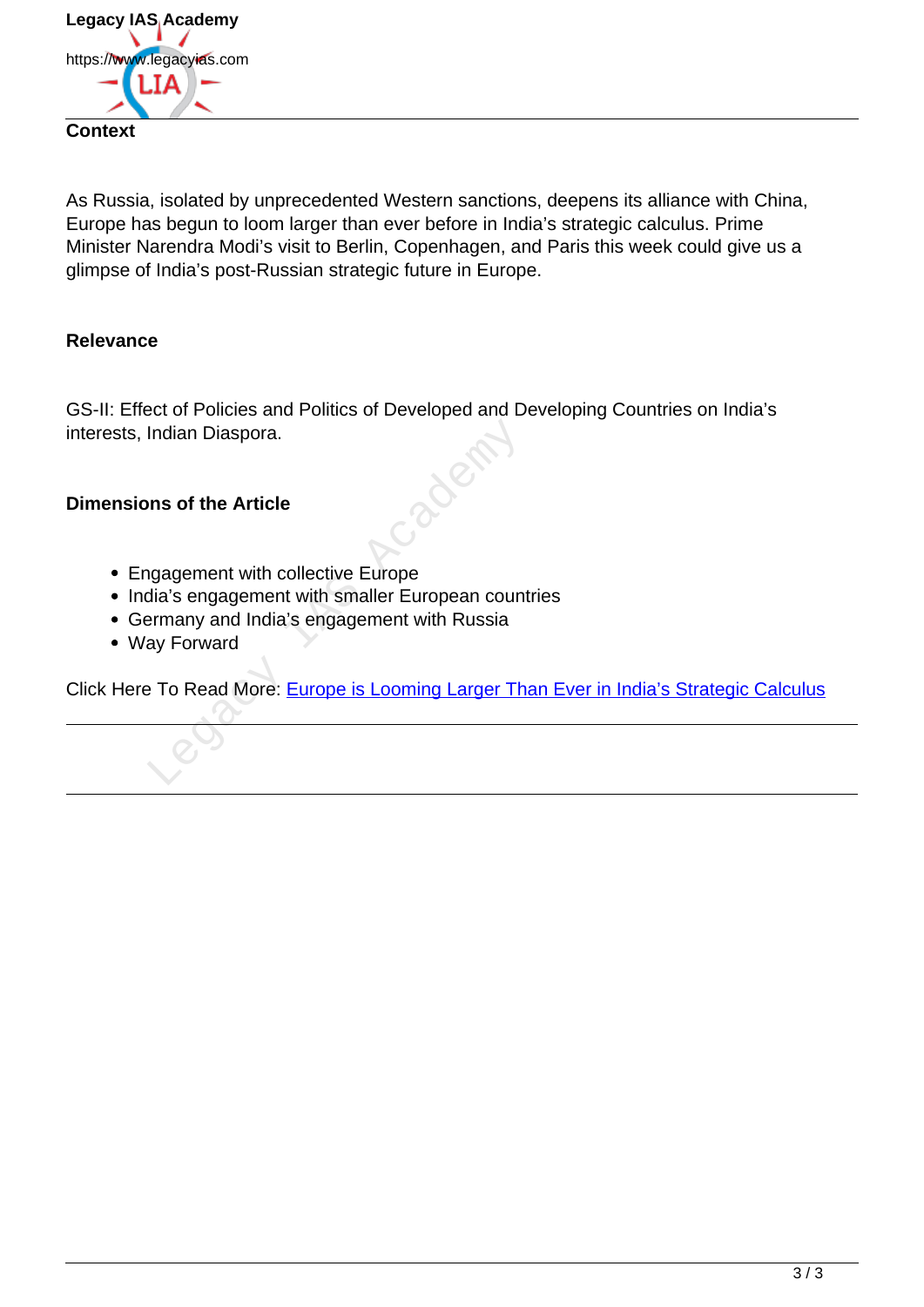**Context**

As Russia, isolated by unprecedented Western sanctions, deepens its alliance with China, Europe has begun to loom larger than ever before in India's strategic calculus. Prime Minister Narendra Modi's visit to Berlin, Copenhagen, and Paris this week could give us a glimpse of India's post-Russian strategic future in Europe.

**Relevance**

GS-II: Effect of Policies and Politics of Developed and Developing Countries on India's interests, Indian Diaspora.

**Dimensions of the Article**

- Engagement with collective Europe
- India's engagement with smaller European countries
- Germany and India's engagement with Russia
- Way Forward

Click Here To Read More: Europe is Looming Larger Than Ever in India's Strategic Calculus